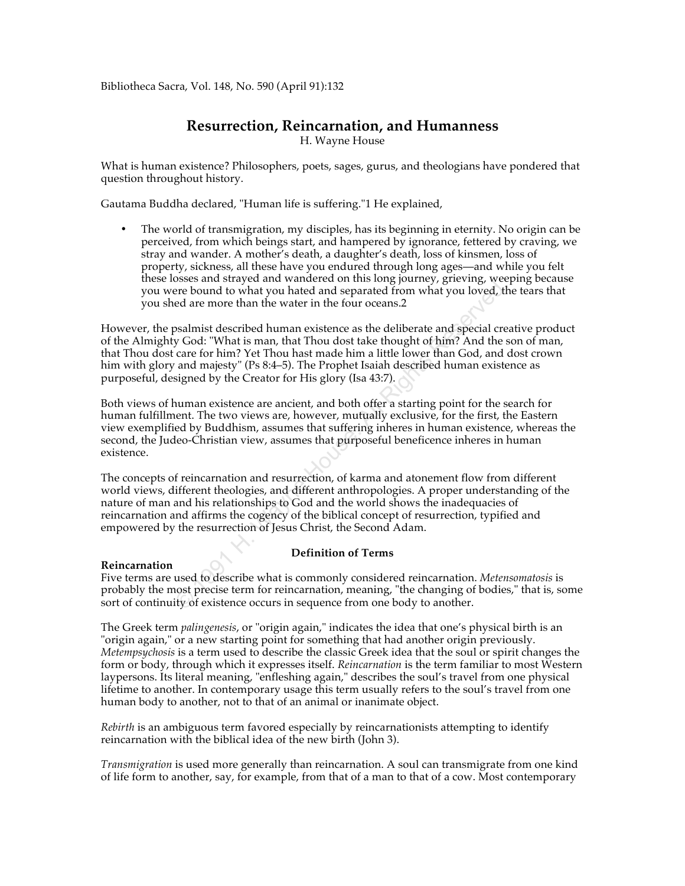Bibliotheca Sacra, Vol. 148, No. 590 (April 91):132

# Resurrection, Reincarnation, and Humanness

H. Wayne House

What is human existence? Philosophers, poets, sages, gurus, and theologians have pondered that question throughout history.

Gautama Buddha declared, "Human life is suffering."1 He explained,

- The world of transmigration, my disciples, has its beginning in eternity. No origin can be perceived, from which beings start, and hampered by ignorance, fettered by craving, we stray and wander. A mother's death, a daughter's death, loss of kinsmen, loss of property, sickness, all these have you endured through long ages—and while you felt these losses and strayed and wandered on this long journey, grieving, weeping because you were bound to what you hated and separated from what you loved, the tears that you shed are more than the water in the four oceans.2

However, the psalmist described human existence as the deliberate and special creative product of the Almighty God: "What is man, that Thou dost take thought of him? And the son of man, that Thou dost care for him? Yet Thou hast made him a little lower than God, and dost crown him with glory and majesty" (Ps 8:4–5). The Prophet Isaiah described human existence as purposeful, designed by the Creator for His glory (Isa 43:7).

Both views of human existence are ancient, and both offer a starting point for the search for human fulfillment. The two views are, however, mutually exclusive, for the first, the Eastern view exemplified by Buddhism, assumes that suffering inheres in human existence, whereas the second, the Judeo-Christian view, assumes that purposeful beneficence inheres in human existence.

The concepts of reincarnation and resurrection, of karma and atonement flow from different world views, different theologies, and different anthropologies. A proper understanding of the nature of man and his relationships to God and the world shows the inadequacies of reincarnation and affirms the cogency of the biblical concept of resurrection, typified and empowered by the resurrection of Jesus Christ, the Second Adam.

## Definition of Terms

### Reincarnation

Five terms are used to describe what is commonly considered reincarnation. *Metensomatosis* is probably the most precise term for reincarnation, meaning, "the changing of bodies," that is, some sort of continuity of existence occurs in sequence from one body to another.

The Greek term *palingenesis*, or "origin again," indicates the idea that one's physical birth is an "origin again," or a new starting point for something that had another origin previously. *Metempsychosis* is a term used to describe the classic Greek idea that the soul or spirit changes the form or body, through which it expresses itself. *Reincarnation* is the term familiar to most Western laypersons. Its literal meaning, "enfleshing again," describes the soul's travel from one physical lifetime to another. In contemporary usage this term usually refers to the soul's travel from one human body to another, not to that of an animal or inanimate object.

*Rebirth* is an ambiguous term favored especially by reincarnationists attempting to identify reincarnation with the biblical idea of the new birth (John 3).

*Transmigration* is used more generally than reincarnation. A soul can transmigrate from one kind of life form to another, say, for example, from that of a man to that of a cow. Most contemporary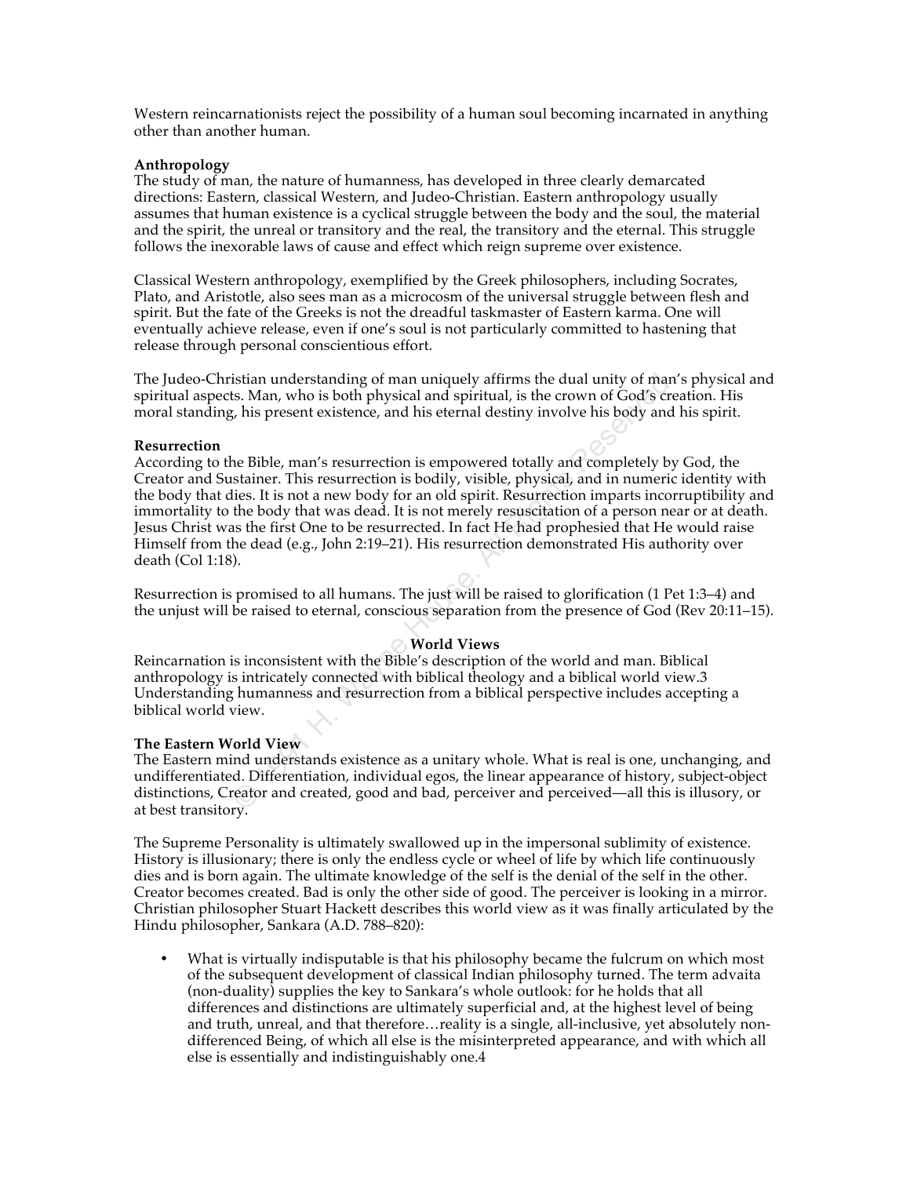Western reincarnationists reject the possibility of a human soul becoming incarnated in anything other than another human.

**Anthropology**
The study of man, the nature of humanness, has developed in three clearly demarcated directions: Eastern, classical Western, and Judeo-Christian. Eastern anthropology usually assumes that human existence is a cyclical struggle between the body and the soul, the material and the spirit, the unreal or transitory and the real, the transitory and the eternal. This struggle follows the inexorable laws of cause and effect which reign supreme over existence.

Classical Western anthropology, exemplified by the Greek philosophers, including Socrates, Plato, and Aristotle, also sees man as a microcosm of the universal struggle between flesh and spirit. But the fate of the Greeks is not the dreadful taskmaster of Eastern karma. One will eventually achieve release, even if one's soul is not particularly committed to hastening that release through personal conscientious effort.

The Judeo-Christian understanding of man uniquely affirms the dual unity of man's physical and spiritual aspects. Man, who is both physical and spiritual, is the crown of God's creation. His moral standing, his present existence, and his eternal destiny involve his body and his spirit.

**Resurrection**
According to the Bible, man's resurrection is empowered totally and completely by God, the Creator and Sustainer. This resurrection is bodily, visible, physical, and in numeric identity with the body that dies. It is not a new body for an old spirit. Resurrection imparts incorruptibility and immortality to the body that was dead. It is not merely resuscitation of a person near or at death. Jesus Christ was the first One to be resurrected. In fact He had prophesied that He would raise Himself from the dead (e.g., John 2:19–21). His resurrection demonstrated His authority over death (Col 1:18).

Resurrection is promised to all humans. The just will be raised to glorification (1 Pet 1:3–4) and the unjust will be raised to eternal, conscious separation from the presence of God (Rev 20:11–15).

## World Views

Reincarnation is inconsistent with the Bible's description of the world and man. Biblical anthropology is intricately connected with biblical theology and a biblical world view.3 Understanding humanness and resurrection from a biblical perspective includes accepting a biblical world view.

**The Eastern World View**
The Eastern mind understands existence as a unitary whole. What is real is one, unchanging, and undifferentiated. Differentiation, individual egos, the linear appearance of history, subject-object distinctions, Creator and created, good and bad, perceiver and perceived—all this is illusory, or at best transitory.

The Supreme Personality is ultimately swallowed up in the impersonal sublimity of existence. History is illusionary; there is only the endless cycle or wheel of life by which life continuously dies and is born again. The ultimate knowledge of the self is the denial of the self in the other. Creator becomes created. Bad is only the other side of good. The perceiver is looking in a mirror. Christian philosopher Stuart Hackett describes this world view as it was finally articulated by the Hindu philosopher, Sankara (A.D. 788–820):

- What is virtually indisputable is that his philosophy became the fulcrum on which most of the subsequent development of classical Indian philosophy turned. The term advaita (non-duality) supplies the key to Sankara's whole outlook: for he holds that all differences and distinctions are ultimately superficial and, at the highest level of being and truth, unreal, and that therefore…reality is a single, all-inclusive, yet absolutely non-differenced Being, of which all else is the misinterpreted appearance, and with which all else is essentially and indistinguishably one.4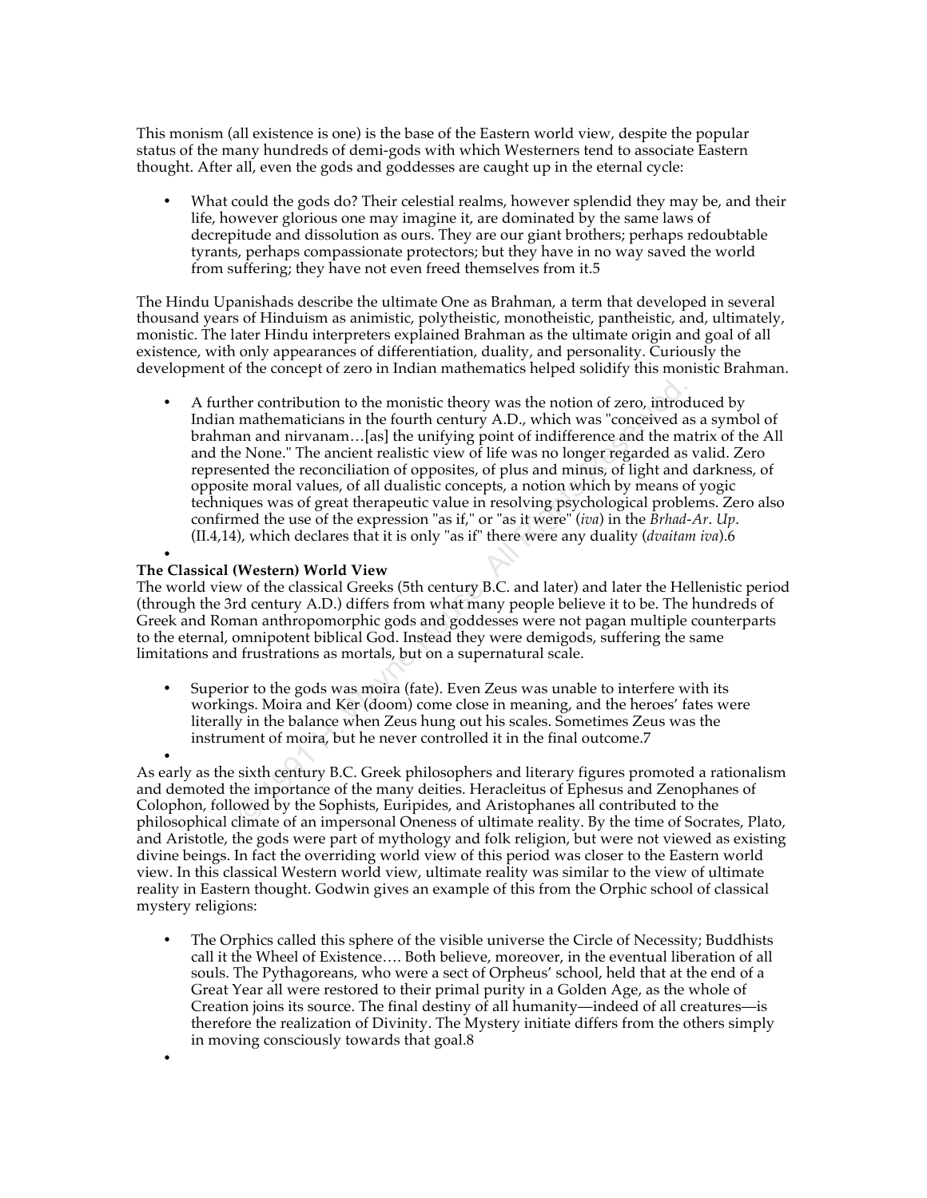This monism (all existence is one) is the base of the Eastern world view, despite the popular status of the many hundreds of demi-gods with which Westerners tend to associate Eastern thought. After all, even the gods and goddesses are caught up in the eternal cycle:

- What could the gods do? Their celestial realms, however splendid they may be, and their life, however glorious one may imagine it, are dominated by the same laws of decrepitude and dissolution as ours. They are our giant brothers; perhaps redoubtable tyrants, perhaps compassionate protectors; but they have in no way saved the world from suffering; they have not even freed themselves from it.5

The Hindu Upanishads describe the ultimate One as Brahman, a term that developed in several thousand years of Hinduism as animistic, polytheistic, monotheistic, pantheistic, and, ultimately, monistic. The later Hindu interpreters explained Brahman as the ultimate origin and goal of all existence, with only appearances of differentiation, duality, and personality. Curiously the development of the concept of zero in Indian mathematics helped solidify this monistic Brahman.

- A further contribution to the monistic theory was the notion of zero, introduced by Indian mathematicians in the fourth century A.D., which was "conceived as a symbol of brahman and nirvanam…[as] the unifying point of indifference and the matrix of the All and the None." The ancient realistic view of life was no longer regarded as valid. Zero represented the reconciliation of opposites, of plus and minus, of light and darkness, of opposite moral values, of all dualistic concepts, a notion which by means of yogic techniques was of great therapeutic value in resolving psychological problems. Zero also confirmed the use of the expression "as if," or "as it were" (*iva*) in the *Brhad-Ar. Up.* (II.4,14), which declares that it is only "as if" there were any duality (*dvaitam iva*).6

**The Classical (Western) World View**

The world view of the classical Greeks (5th century B.C. and later) and later the Hellenistic period (through the 3rd century A.D.) differs from what many people believe it to be. The hundreds of Greek and Roman anthropomorphic gods and goddesses were not pagan multiple counterparts to the eternal, omnipotent biblical God. Instead they were demigods, suffering the same limitations and frustrations as mortals, but on a supernatural scale.

- Superior to the gods was moira (fate). Even Zeus was unable to interfere with its workings. Moira and Ker (doom) come close in meaning, and the heroes' fates were literally in the balance when Zeus hung out his scales. Sometimes Zeus was the instrument of moira, but he never controlled it in the final outcome.7

As early as the sixth century B.C. Greek philosophers and literary figures promoted a rationalism and demoted the importance of the many deities. Heracleitus of Ephesus and Zenophanes of Colophon, followed by the Sophists, Euripides, and Aristophanes all contributed to the philosophical climate of an impersonal Oneness of ultimate reality. By the time of Socrates, Plato, and Aristotle, the gods were part of mythology and folk religion, but were not viewed as existing divine beings. In fact the overriding world view of this period was closer to the Eastern world view. In this classical Western world view, ultimate reality was similar to the view of ultimate reality in Eastern thought. Godwin gives an example of this from the Orphic school of classical mystery religions:

- The Orphics called this sphere of the visible universe the Circle of Necessity; Buddhists call it the Wheel of Existence…. Both believe, moreover, in the eventual liberation of all souls. The Pythagoreans, who were a sect of Orpheus' school, held that at the end of a Great Year all were restored to their primal purity in a Golden Age, as the whole of Creation joins its source. The final destiny of all humanity—indeed of all creatures—is therefore the realization of Divinity. The Mystery initiate differs from the others simply in moving consciously towards that goal.8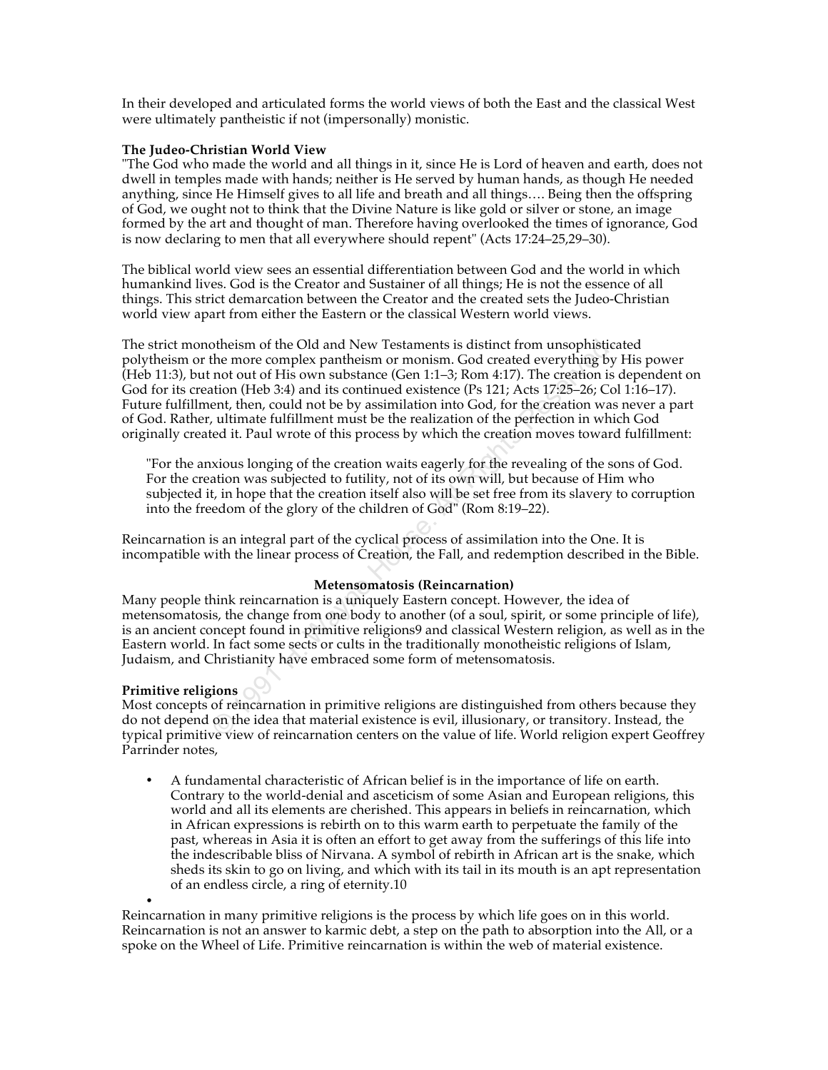In their developed and articulated forms the world views of both the East and the classical West were ultimately pantheistic if not (impersonally) monistic.

**The Judeo-Christian World View**

"The God who made the world and all things in it, since He is Lord of heaven and earth, does not dwell in temples made with hands; neither is He served by human hands, as though He needed anything, since He Himself gives to all life and breath and all things…. Being then the offspring of God, we ought not to think that the Divine Nature is like gold or silver or stone, an image formed by the art and thought of man. Therefore having overlooked the times of ignorance, God is now declaring to men that all everywhere should repent" (Acts 17:24–25,29–30).

The biblical world view sees an essential differentiation between God and the world in which humankind lives. God is the Creator and Sustainer of all things; He is not the essence of all things. This strict demarcation between the Creator and the created sets the Judeo-Christian world view apart from either the Eastern or the classical Western world views.

The strict monotheism of the Old and New Testaments is distinct from unsophisticated polytheism or the more complex pantheism or monism. God created everything by His power (Heb 11:3), but not out of His own substance (Gen 1:1–3; Rom 4:17). The creation is dependent on God for its creation (Heb 3:4) and its continued existence (Ps 121; Acts 17:25–26; Col 1:16–17). Future fulfillment, then, could not be by assimilation into God, for the creation was never a part of God. Rather, ultimate fulfillment must be the realization of the perfection in which God originally created it. Paul wrote of this process by which the creation moves toward fulfillment:

> "For the anxious longing of the creation waits eagerly for the revealing of the sons of God. For the creation was subjected to futility, not of its own will, but because of Him who subjected it, in hope that the creation itself also will be set free from its slavery to corruption into the freedom of the glory of the children of God" (Rom 8:19–22).

Reincarnation is an integral part of the cyclical process of assimilation into the One. It is incompatible with the linear process of Creation, the Fall, and redemption described in the Bible.

## Metensomatosis (Reincarnation)

Many people think reincarnation is a uniquely Eastern concept. However, the idea of metensomatosis, the change from one body to another (of a soul, spirit, or some principle of life), is an ancient concept found in primitive religions[9] and classical Western religion, as well as in the Eastern world. In fact some sects or cults in the traditionally monotheistic religions of Islam, Judaism, and Christianity have embraced some form of metensomatosis.

**Primitive religions**

Most concepts of reincarnation in primitive religions are distinguished from others because they do not depend on the idea that material existence is evil, illusionary, or transitory. Instead, the typical primitive view of reincarnation centers on the value of life. World religion expert Geoffrey Parrinder notes,

- A fundamental characteristic of African belief is in the importance of life on earth. Contrary to the world-denial and asceticism of some Asian and European religions, this world and all its elements are cherished. This appears in beliefs in reincarnation, which in African expressions is rebirth on to this warm earth to perpetuate the family of the past, whereas in Asia it is often an effort to get away from the sufferings of this life into the indescribable bliss of Nirvana. A symbol of rebirth in African art is the snake, which sheds its skin to go on living, and which with its tail in its mouth is an apt representation of an endless circle, a ring of eternity.[10]

Reincarnation in many primitive religions is the process by which life goes on in this world. Reincarnation is not an answer to karmic debt, a step on the path to absorption into the All, or a spoke on the Wheel of Life. Primitive reincarnation is within the web of material existence.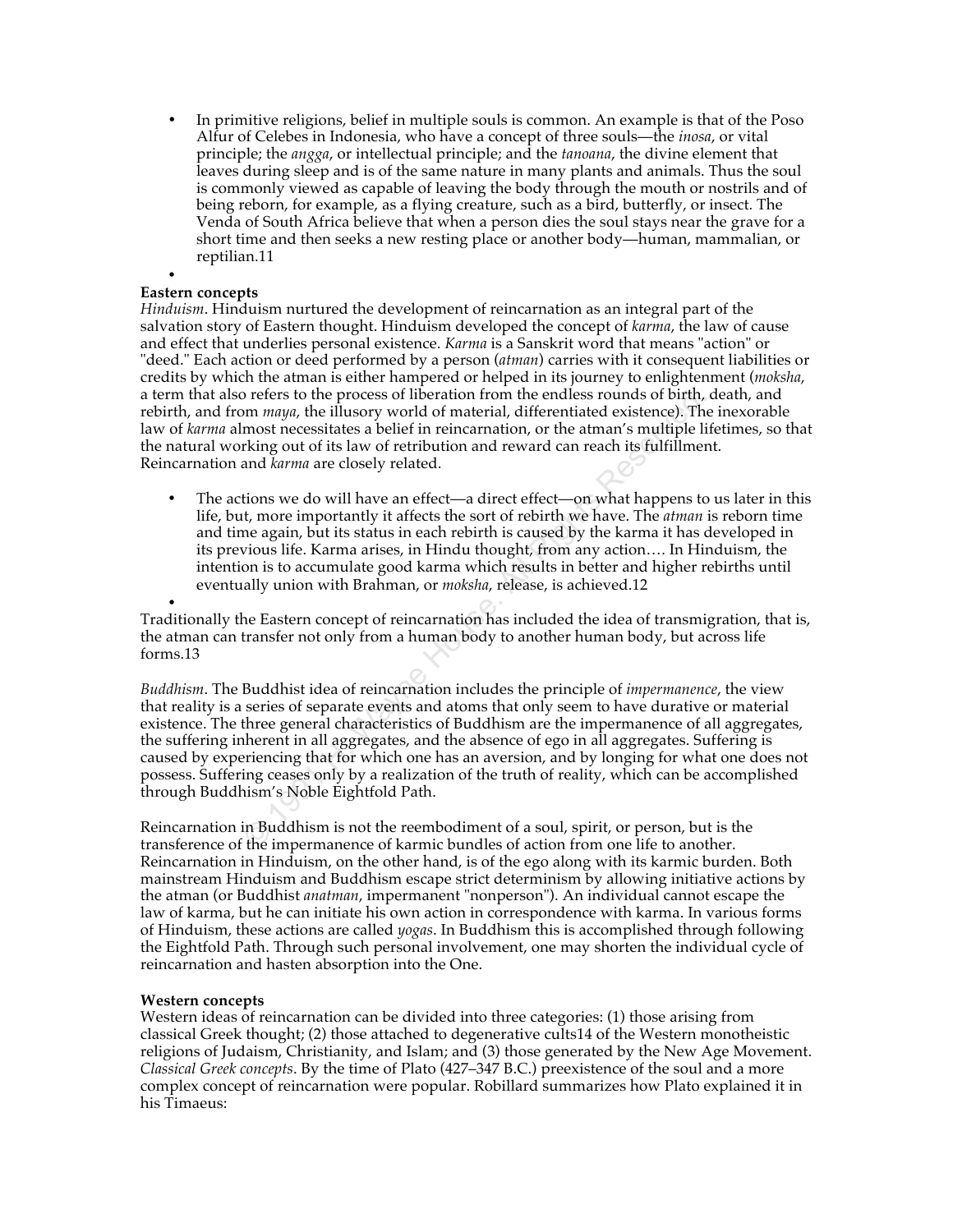- In primitive religions, belief in multiple souls is common. An example is that of the Poso Alfur of Celebes in Indonesia, who have a concept of three souls—the *inosa*, or vital principle; the *angga*, or intellectual principle; and the *tanoana*, the divine element that leaves during sleep and is of the same nature in many plants and animals. Thus the soul is commonly viewed as capable of leaving the body through the mouth or nostrils and of being reborn, for example, as a flying creature, such as a bird, butterfly, or insect. The Venda of South Africa believe that when a person dies the soul stays near the grave for a short time and then seeks a new resting place or another body—human, mammalian, or reptilian.11

**Eastern concepts**

*Hinduism*. Hinduism nurtured the development of reincarnation as an integral part of the salvation story of Eastern thought. Hinduism developed the concept of *karma*, the law of cause and effect that underlies personal existence. *Karma* is a Sanskrit word that means "action" or "deed." Each action or deed performed by a person (*atman*) carries with it consequent liabilities or credits by which the atman is either hampered or helped in its journey to enlightenment (*moksha*, a term that also refers to the process of liberation from the endless rounds of birth, death, and rebirth, and from *maya*, the illusory world of material, differentiated existence). The inexorable law of *karma* almost necessitates a belief in reincarnation, or the atman's multiple lifetimes, so that the natural working out of its law of retribution and reward can reach its fulfillment. Reincarnation and *karma* are closely related.

- The actions we do will have an effect—a direct effect—on what happens to us later in this life, but, more importantly it affects the sort of rebirth we have. The *atman* is reborn time and time again, but its status in each rebirth is caused by the karma it has developed in its previous life. Karma arises, in Hindu thought, from any action…. In Hinduism, the intention is to accumulate good karma which results in better and higher rebirths until eventually union with Brahman, or *moksha*, release, is achieved.12

Traditionally the Eastern concept of reincarnation has included the idea of transmigration, that is, the atman can transfer not only from a human body to another human body, but across life forms.13

*Buddhism*. The Buddhist idea of reincarnation includes the principle of *impermanence*, the view that reality is a series of separate events and atoms that only seem to have durative or material existence. The three general characteristics of Buddhism are the impermanence of all aggregates, the suffering inherent in all aggregates, and the absence of ego in all aggregates. Suffering is caused by experiencing that for which one has an aversion, and by longing for what one does not possess. Suffering ceases only by a realization of the truth of reality, which can be accomplished through Buddhism's Noble Eightfold Path.

Reincarnation in Buddhism is not the reembodiment of a soul, spirit, or person, but is the transference of the impermanence of karmic bundles of action from one life to another. Reincarnation in Hinduism, on the other hand, is of the ego along with its karmic burden. Both mainstream Hinduism and Buddhism escape strict determinism by allowing initiative actions by the atman (or Buddhist *anatman*, impermanent "nonperson"). An individual cannot escape the law of karma, but he can initiate his own action in correspondence with karma. In various forms of Hinduism, these actions are called *yogas*. In Buddhism this is accomplished through following the Eightfold Path. Through such personal involvement, one may shorten the individual cycle of reincarnation and hasten absorption into the One.

**Western concepts**

Western ideas of reincarnation can be divided into three categories: (1) those arising from classical Greek thought; (2) those attached to degenerative cults14 of the Western monotheistic religions of Judaism, Christianity, and Islam; and (3) those generated by the New Age Movement. *Classical Greek concepts*. By the time of Plato (427–347 B.C.) preexistence of the soul and a more complex concept of reincarnation were popular. Robillard summarizes how Plato explained it in his Timaeus: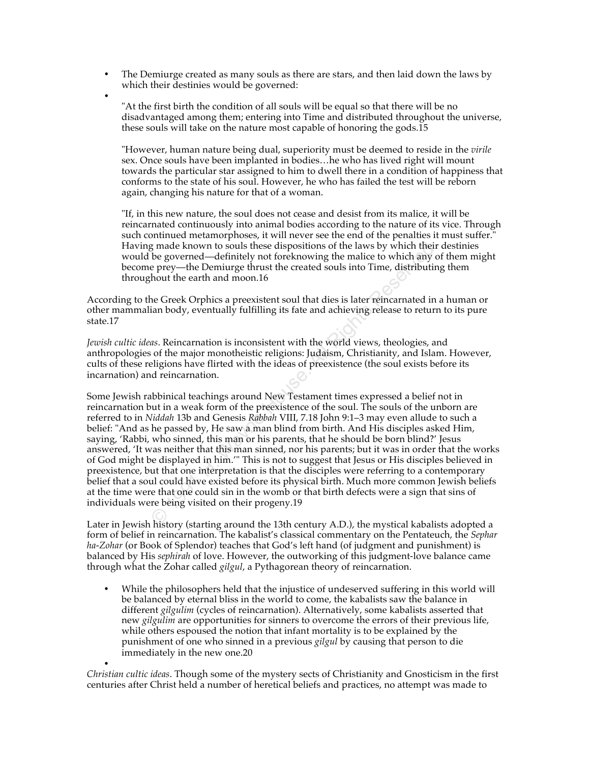- The Demiurge created as many souls as there are stars, and then laid down the laws by which their destinies would be governed:

"At the first birth the condition of all souls will be equal so that there will be no disadvantaged among them; entering into Time and distributed throughout the universe, these souls will take on the nature most capable of honoring the gods.15

"However, human nature being dual, superiority must be deemed to reside in the *virile* sex. Once souls have been implanted in bodies…he who has lived right will mount towards the particular star assigned to him to dwell there in a condition of happiness that conforms to the state of his soul. However, he who has failed the test will be reborn again, changing his nature for that of a woman.

"If, in this new nature, the soul does not cease and desist from its malice, it will be reincarnated continuously into animal bodies according to the nature of its vice. Through such continued metamorphoses, it will never see the end of the penalties it must suffer." Having made known to souls these dispositions of the laws by which their destinies would be governed—definitely not foreknowing the malice to which any of them might become prey—the Demiurge thrust the created souls into Time, distributing them throughout the earth and moon.16

According to the Greek Orphics a preexistent soul that dies is later reincarnated in a human or other mammalian body, eventually fulfilling its fate and achieving release to return to its pure state.17

*Jewish cultic ideas*. Reincarnation is inconsistent with the world views, theologies, and anthropologies of the major monotheistic religions: Judaism, Christianity, and Islam. However, cults of these religions have flirted with the ideas of preexistence (the soul exists before its incarnation) and reincarnation.

Some Jewish rabbinical teachings around New Testament times expressed a belief not in reincarnation but in a weak form of the preexistence of the soul. The souls of the unborn are referred to in *Niddah* 13b and Genesis *Rabbah* VIII, 7.18 John 9:1–3 may even allude to such a belief: "And as he passed by, He saw a man blind from birth. And His disciples asked Him, saying, 'Rabbi, who sinned, this man or his parents, that he should be born blind?' Jesus answered, 'It was neither that this man sinned, nor his parents; but it was in order that the works of God might be displayed in him.'" This is not to suggest that Jesus or His disciples believed in preexistence, but that one interpretation is that the disciples were referring to a contemporary belief that a soul could have existed before its physical birth. Much more common Jewish beliefs at the time were that one could sin in the womb or that birth defects were a sign that sins of individuals were being visited on their progeny.19

Later in Jewish history (starting around the 13th century A.D.), the mystical kabalists adopted a form of belief in reincarnation. The kabalist's classical commentary on the Pentateuch, the *Sephar ha-Zohar* (or Book of Splendor) teaches that God's left hand (of judgment and punishment) is balanced by His *sephirah* of love. However, the outworking of this judgment-love balance came through what the Zohar called *gilgul*, a Pythagorean theory of reincarnation.

- While the philosophers held that the injustice of undeserved suffering in this world will be balanced by eternal bliss in the world to come, the kabalists saw the balance in different *gilgulim* (cycles of reincarnation). Alternatively, some kabalists asserted that new *gilgulim* are opportunities for sinners to overcome the errors of their previous life, while others espoused the notion that infant mortality is to be explained by the punishment of one who sinned in a previous *gilgul* by causing that person to die immediately in the new one.20

*Christian cultic ideas*. Though some of the mystery sects of Christianity and Gnosticism in the first centuries after Christ held a number of heretical beliefs and practices, no attempt was made to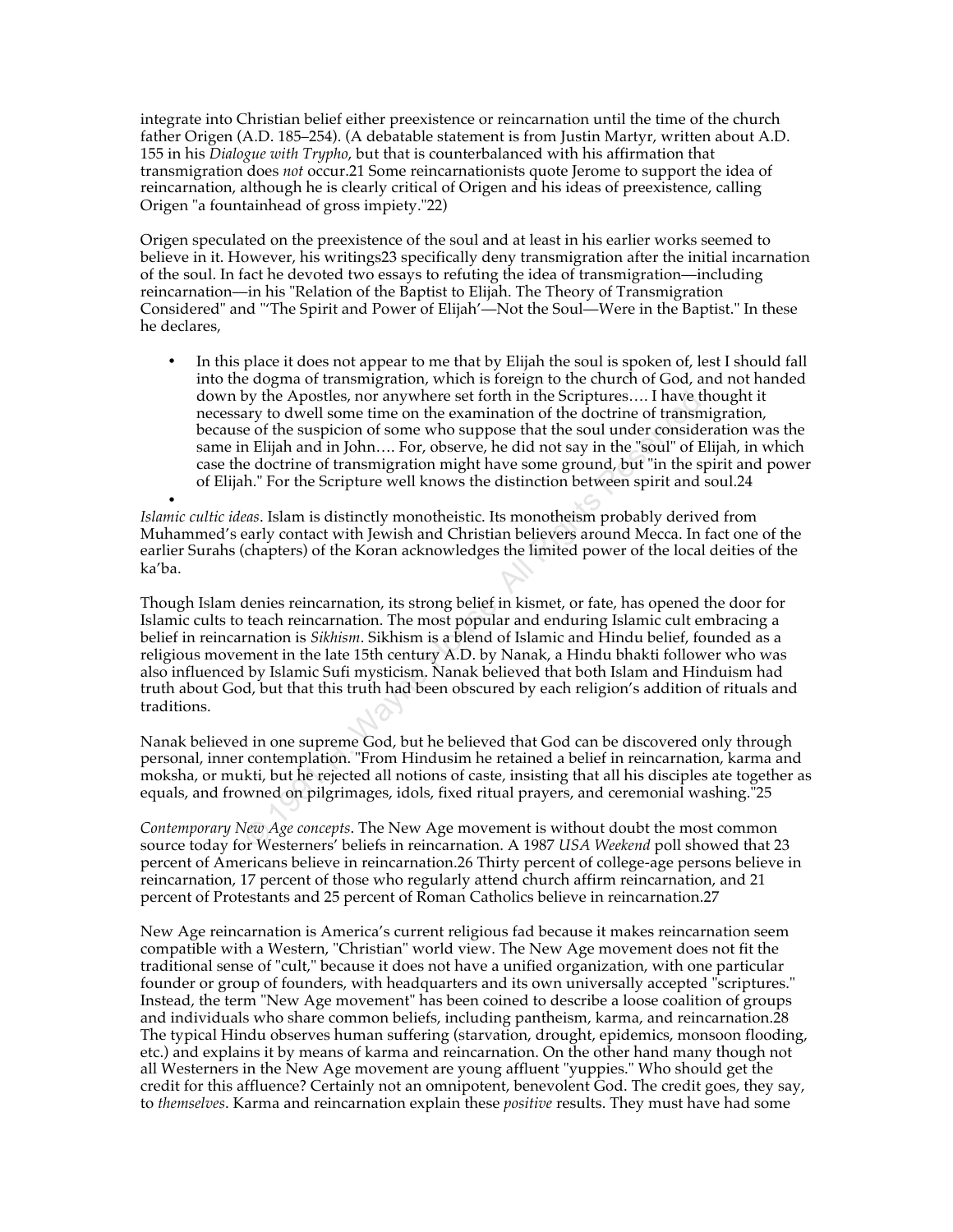integrate into Christian belief either preexistence or reincarnation until the time of the church father Origen (A.D. 185–254). (A debatable statement is from Justin Martyr, written about A.D. 155 in his *Dialogue with Trypho*, but that is counterbalanced with his affirmation that transmigration does *not* occur.21 Some reincarnationists quote Jerome to support the idea of reincarnation, although he is clearly critical of Origen and his ideas of preexistence, calling Origen "a fountainhead of gross impiety."22)

Origen speculated on the preexistence of the soul and at least in his earlier works seemed to believe in it. However, his writings23 specifically deny transmigration after the initial incarnation of the soul. In fact he devoted two essays to refuting the idea of transmigration—including reincarnation—in his "Relation of the Baptist to Elijah. The Theory of Transmigration Considered" and "'The Spirit and Power of Elijah'—Not the Soul—Were in the Baptist." In these he declares,

- In this place it does not appear to me that by Elijah the soul is spoken of, lest I should fall into the dogma of transmigration, which is foreign to the church of God, and not handed down by the Apostles, nor anywhere set forth in the Scriptures…. I have thought it necessary to dwell some time on the examination of the doctrine of transmigration, because of the suspicion of some who suppose that the soul under consideration was the same in Elijah and in John…. For, observe, he did not say in the "soul" of Elijah, in which case the doctrine of transmigration might have some ground, but "in the spirit and power of Elijah." For the Scripture well knows the distinction between spirit and soul.24
- 

*Islamic cultic ideas*. Islam is distinctly monotheistic. Its monotheism probably derived from Muhammed's early contact with Jewish and Christian believers around Mecca. In fact one of the earlier Surahs (chapters) of the Koran acknowledges the limited power of the local deities of the ka'ba.

Though Islam denies reincarnation, its strong belief in kismet, or fate, has opened the door for Islamic cults to teach reincarnation. The most popular and enduring Islamic cult embracing a belief in reincarnation is *Sikhism*. Sikhism is a blend of Islamic and Hindu belief, founded as a religious movement in the late 15th century A.D. by Nanak, a Hindu bhakti follower who was also influenced by Islamic Sufi mysticism. Nanak believed that both Islam and Hinduism had truth about God, but that this truth had been obscured by each religion's addition of rituals and traditions.

Nanak believed in one supreme God, but he believed that God can be discovered only through personal, inner contemplation. "From Hindusim he retained a belief in reincarnation, karma and moksha, or mukti, but he rejected all notions of caste, insisting that all his disciples ate together as equals, and frowned on pilgrimages, idols, fixed ritual prayers, and ceremonial washing."25

*Contemporary New Age concepts*. The New Age movement is without doubt the most common source today for Westerners' beliefs in reincarnation. A 1987 *USA Weekend* poll showed that 23 percent of Americans believe in reincarnation.26 Thirty percent of college-age persons believe in reincarnation, 17 percent of those who regularly attend church affirm reincarnation, and 21 percent of Protestants and 25 percent of Roman Catholics believe in reincarnation.27

New Age reincarnation is America's current religious fad because it makes reincarnation seem compatible with a Western, "Christian" world view. The New Age movement does not fit the traditional sense of "cult," because it does not have a unified organization, with one particular founder or group of founders, with headquarters and its own universally accepted "scriptures." Instead, the term "New Age movement" has been coined to describe a loose coalition of groups and individuals who share common beliefs, including pantheism, karma, and reincarnation.28 The typical Hindu observes human suffering (starvation, drought, epidemics, monsoon flooding, etc.) and explains it by means of karma and reincarnation. On the other hand many though not all Westerners in the New Age movement are young affluent "yuppies." Who should get the credit for this affluence? Certainly not an omnipotent, benevolent God. The credit goes, they say, to *themselves*. Karma and reincarnation explain these *positive* results. They must have had some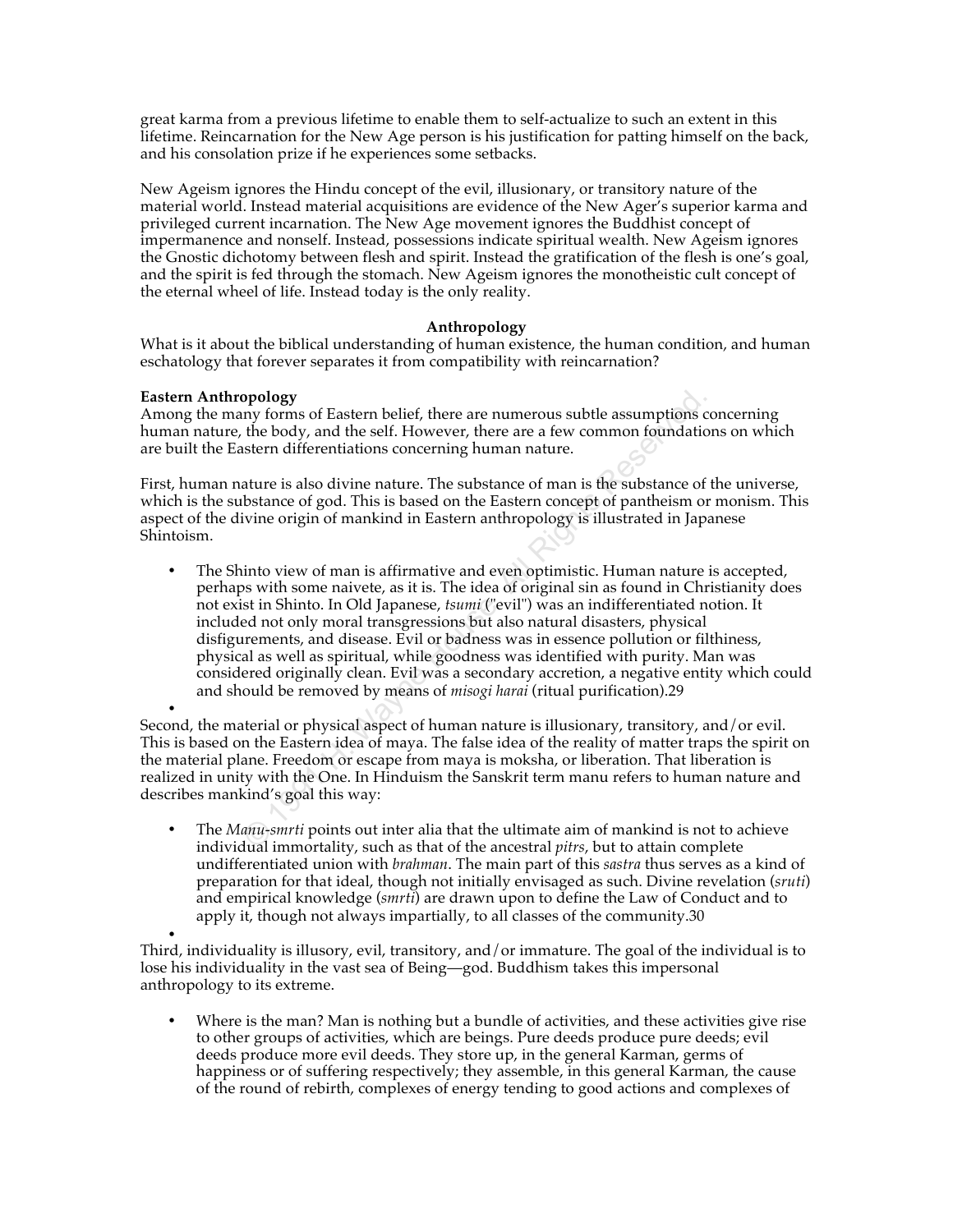great karma from a previous lifetime to enable them to self-actualize to such an extent in this lifetime. Reincarnation for the New Age person is his justification for patting himself on the back, and his consolation prize if he experiences some setbacks.

New Ageism ignores the Hindu concept of the evil, illusionary, or transitory nature of the material world. Instead material acquisitions are evidence of the New Ager's superior karma and privileged current incarnation. The New Age movement ignores the Buddhist concept of impermanence and nonself. Instead, possessions indicate spiritual wealth. New Ageism ignores the Gnostic dichotomy between flesh and spirit. Instead the gratification of the flesh is one's goal, and the spirit is fed through the stomach. New Ageism ignores the monotheistic cult concept of the eternal wheel of life. Instead today is the only reality.

## Anthropology

What is it about the biblical understanding of human existence, the human condition, and human eschatology that forever separates it from compatibility with reincarnation?

### Eastern Anthropology

Among the many forms of Eastern belief, there are numerous subtle assumptions concerning human nature, the body, and the self. However, there are a few common foundations on which are built the Eastern differentiations concerning human nature.

First, human nature is also divine nature. The substance of man is the substance of the universe, which is the substance of god. This is based on the Eastern concept of pantheism or monism. This aspect of the divine origin of mankind in Eastern anthropology is illustrated in Japanese Shintoism.

- The Shinto view of man is affirmative and even optimistic. Human nature is accepted, perhaps with some naivete, as it is. The idea of original sin as found in Christianity does not exist in Shinto. In Old Japanese, *tsumi* ("evil") was an indifferentiated notion. It included not only moral transgressions but also natural disasters, physical disfigurements, and disease. Evil or badness was in essence pollution or filthiness, physical as well as spiritual, while goodness was identified with purity. Man was considered originally clean. Evil was a secondary accretion, a negative entity which could and should be removed by means of *misogi harai* (ritual purification).29

Second, the material or physical aspect of human nature is illusionary, transitory, and/or evil. This is based on the Eastern idea of maya. The false idea of the reality of matter traps the spirit on the material plane. Freedom or escape from maya is moksha, or liberation. That liberation is realized in unity with the One. In Hinduism the Sanskrit term manu refers to human nature and describes mankind's goal this way:

- The *Manu-smrti* points out inter alia that the ultimate aim of mankind is not to achieve individual immortality, such as that of the ancestral *pitrs*, but to attain complete undifferentiated union with *brahman*. The main part of this *sastra* thus serves as a kind of preparation for that ideal, though not initially envisaged as such. Divine revelation (*sruti*) and empirical knowledge (*smrti*) are drawn upon to define the Law of Conduct and to apply it, though not always impartially, to all classes of the community.30

Third, individuality is illusory, evil, transitory, and/or immature. The goal of the individual is to lose his individuality in the vast sea of Being—god. Buddhism takes this impersonal anthropology to its extreme.

- Where is the man? Man is nothing but a bundle of activities, and these activities give rise to other groups of activities, which are beings. Pure deeds produce pure deeds; evil deeds produce more evil deeds. They store up, in the general Karman, germs of happiness or of suffering respectively; they assemble, in this general Karman, the cause of the round of rebirth, complexes of energy tending to good actions and complexes of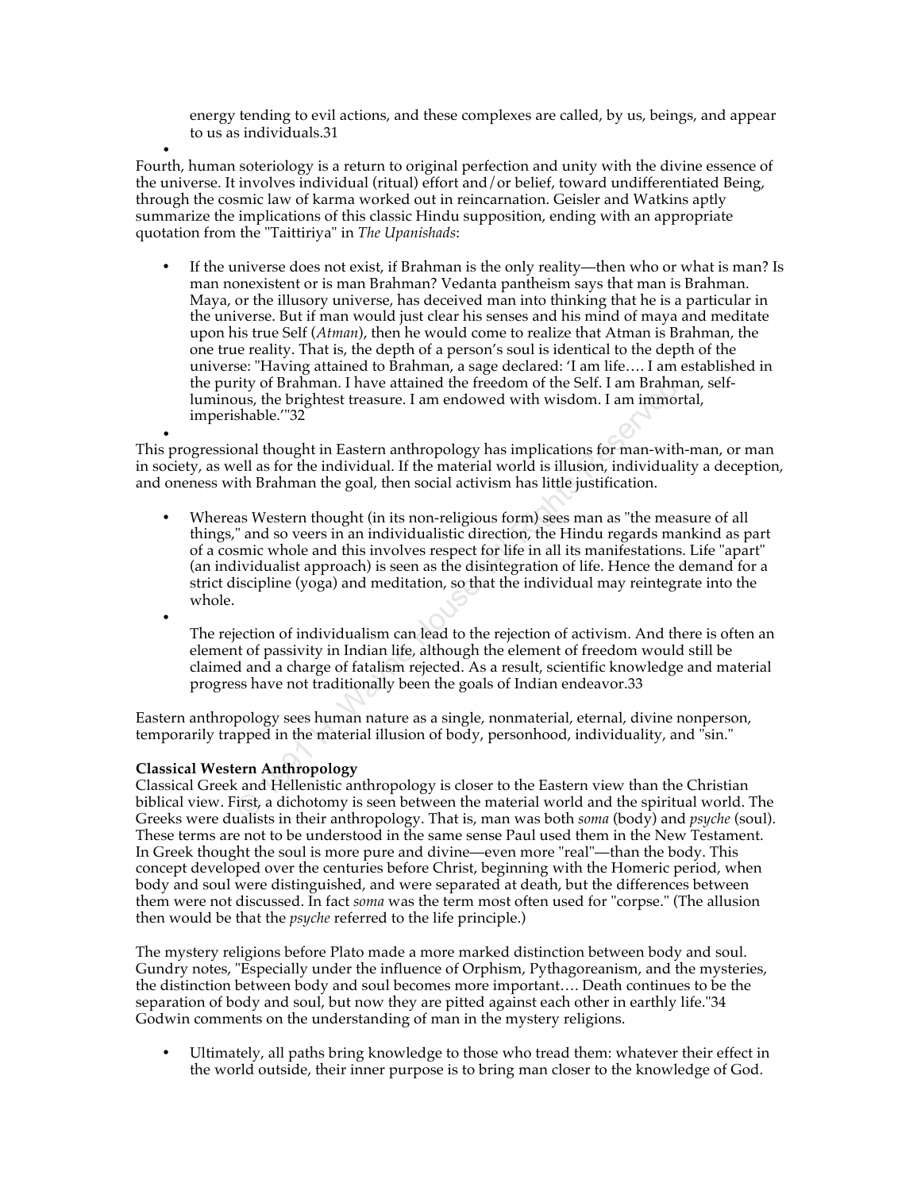energy tending to evil actions, and these complexes are called, by us, beings, and appear to us as individuals.31

Fourth, human soteriology is a return to original perfection and unity with the divine essence of the universe. It involves individual (ritual) effort and/or belief, toward undifferentiated Being, through the cosmic law of karma worked out in reincarnation. Geisler and Watkins aptly summarize the implications of this classic Hindu supposition, ending with an appropriate quotation from the "Taittiriya" in *The Upanishads*:

- If the universe does not exist, if Brahman is the only reality—then who or what is man? Is man nonexistent or is man Brahman? Vedanta pantheism says that man is Brahman. Maya, or the illusory universe, has deceived man into thinking that he is a particular in the universe. But if man would just clear his senses and his mind of maya and meditate upon his true Self (*Atman*), then he would come to realize that Atman is Brahman, the one true reality. That is, the depth of a person's soul is identical to the depth of the universe: "Having attained to Brahman, a sage declared: 'I am life…. I am established in the purity of Brahman. I have attained the freedom of the Self. I am Brahman, self-luminous, the brightest treasure. I am endowed with wisdom. I am immortal, imperishable.'"32

This progressional thought in Eastern anthropology has implications for man-with-man, or man in society, as well as for the individual. If the material world is illusion, individuality a deception, and oneness with Brahman the goal, then social activism has little justification.

- Whereas Western thought (in its non-religious form) sees man as "the measure of all things," and so veers in an individualistic direction, the Hindu regards mankind as part of a cosmic whole and this involves respect for life in all its manifestations. Life "apart" (an individualist approach) is seen as the disintegration of life. Hence the demand for a strict discipline (yoga) and meditation, so that the individual may reintegrate into the whole.
- The rejection of individualism can lead to the rejection of activism. And there is often an element of passivity in Indian life, although the element of freedom would still be claimed and a charge of fatalism rejected. As a result, scientific knowledge and material progress have not traditionally been the goals of Indian endeavor.33

Eastern anthropology sees human nature as a single, nonmaterial, eternal, divine nonperson, temporarily trapped in the material illusion of body, personhood, individuality, and "sin."

**Classical Western Anthropology**

Classical Greek and Hellenistic anthropology is closer to the Eastern view than the Christian biblical view. First, a dichotomy is seen between the material world and the spiritual world. The Greeks were dualists in their anthropology. That is, man was both *soma* (body) and *psyche* (soul). These terms are not to be understood in the same sense Paul used them in the New Testament. In Greek thought the soul is more pure and divine—even more "real"—than the body. This concept developed over the centuries before Christ, beginning with the Homeric period, when body and soul were distinguished, and were separated at death, but the differences between them were not discussed. In fact *soma* was the term most often used for "corpse." (The allusion then would be that the *psyche* referred to the life principle.)

The mystery religions before Plato made a more marked distinction between body and soul. Gundry notes, "Especially under the influence of Orphism, Pythagoreanism, and the mysteries, the distinction between body and soul becomes more important…. Death continues to be the separation of body and soul, but now they are pitted against each other in earthly life."34 Godwin comments on the understanding of man in the mystery religions.

- Ultimately, all paths bring knowledge to those who tread them: whatever their effect in the world outside, their inner purpose is to bring man closer to the knowledge of God.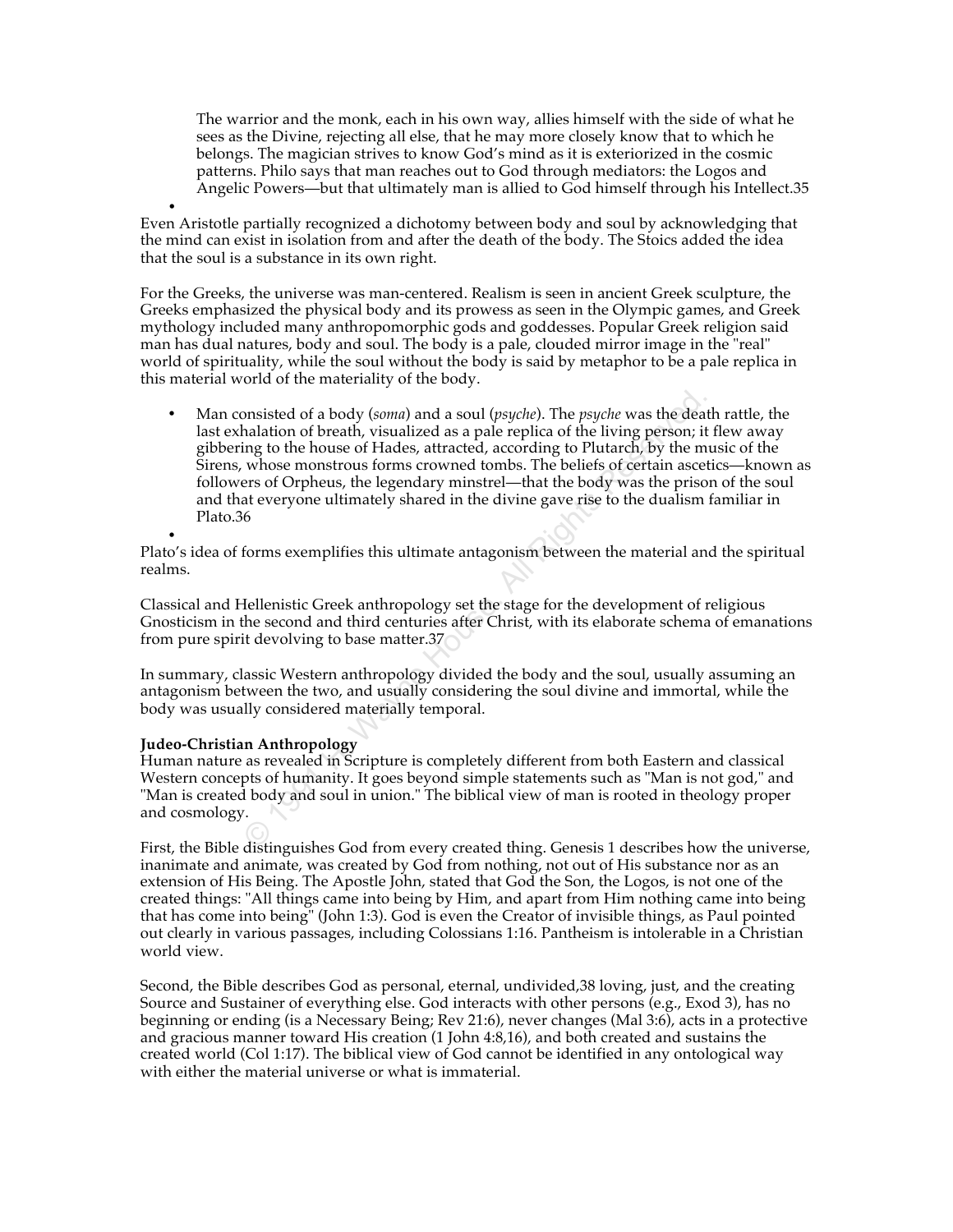> The warrior and the monk, each in his own way, allies himself with the side of what he sees as the Divine, rejecting all else, that he may more closely know that to which he belongs. The magician strives to know God's mind as it is exteriorized in the cosmic patterns. Philo says that man reaches out to God through mediators: the Logos and Angelic Powers—but that ultimately man is allied to God himself through his Intellect.35

Even Aristotle partially recognized a dichotomy between body and soul by acknowledging that the mind can exist in isolation from and after the death of the body. The Stoics added the idea that the soul is a substance in its own right.

For the Greeks, the universe was man-centered. Realism is seen in ancient Greek sculpture, the Greeks emphasized the physical body and its prowess as seen in the Olympic games, and Greek mythology included many anthropomorphic gods and goddesses. Popular Greek religion said man has dual natures, body and soul. The body is a pale, clouded mirror image in the "real" world of spirituality, while the soul without the body is said by metaphor to be a pale replica in this material world of the materiality of the body.

- Man consisted of a body (*soma*) and a soul (*psyche*). The *psyche* was the death rattle, the last exhalation of breath, visualized as a pale replica of the living person; it flew away gibbering to the house of Hades, attracted, according to Plutarch, by the music of the Sirens, whose monstrous forms crowned tombs. The beliefs of certain ascetics—known as followers of Orpheus, the legendary minstrel—that the body was the prison of the soul and that everyone ultimately shared in the divine gave rise to the dualism familiar in Plato.36

Plato's idea of forms exemplifies this ultimate antagonism between the material and the spiritual realms.

Classical and Hellenistic Greek anthropology set the stage for the development of religious Gnosticism in the second and third centuries after Christ, with its elaborate schema of emanations from pure spirit devolving to base matter.37

In summary, classic Western anthropology divided the body and the soul, usually assuming an antagonism between the two, and usually considering the soul divine and immortal, while the body was usually considered materially temporal.

**Judeo-Christian Anthropology**

Human nature as revealed in Scripture is completely different from both Eastern and classical Western concepts of humanity. It goes beyond simple statements such as "Man is not god," and "Man is created body and soul in union." The biblical view of man is rooted in theology proper and cosmology.

First, the Bible distinguishes God from every created thing. Genesis 1 describes how the universe, inanimate and animate, was created by God from nothing, not out of His substance nor as an extension of His Being. The Apostle John, stated that God the Son, the Logos, is not one of the created things: "All things came into being by Him, and apart from Him nothing came into being that has come into being" (John 1:3). God is even the Creator of invisible things, as Paul pointed out clearly in various passages, including Colossians 1:16. Pantheism is intolerable in a Christian world view.

Second, the Bible describes God as personal, eternal, undivided,38 loving, just, and the creating Source and Sustainer of everything else. God interacts with other persons (e.g., Exod 3), has no beginning or ending (is a Necessary Being; Rev 21:6), never changes (Mal 3:6), acts in a protective and gracious manner toward His creation (1 John 4:8,16), and both created and sustains the created world (Col 1:17). The biblical view of God cannot be identified in any ontological way with either the material universe or what is immaterial.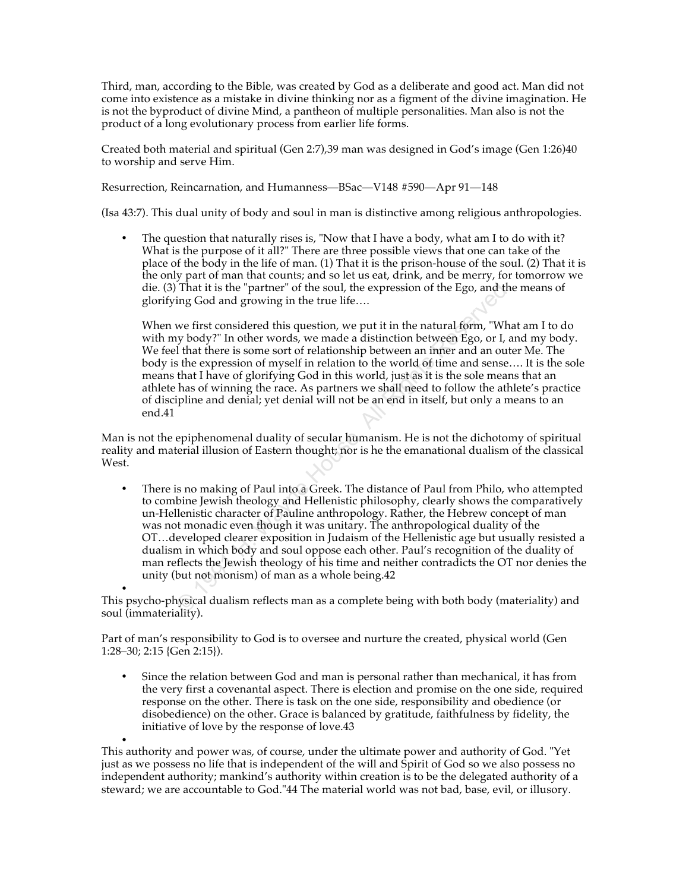Third, man, according to the Bible, was created by God as a deliberate and good act. Man did not come into existence as a mistake in divine thinking nor as a figment of the divine imagination. He is not the byproduct of divine Mind, a pantheon of multiple personalities. Man also is not the product of a long evolutionary process from earlier life forms.

Created both material and spiritual (Gen 2:7),39 man was designed in God's image (Gen 1:26)40 to worship and serve Him.

(Isa 43:7). This dual unity of body and soul in man is distinctive among religious anthropologies.

- The question that naturally rises is, "Now that I have a body, what am I to do with it? What is the purpose of it all?" There are three possible views that one can take of the place of the body in the life of man. (1) That it is the prison-house of the soul. (2) That it is the only part of man that counts; and so let us eat, drink, and be merry, for tomorrow we die. (3) That it is the "partner" of the soul, the expression of the Ego, and the means of glorifying God and growing in the true life….

  When we first considered this question, we put it in the natural form, "What am I to do with my body?" In other words, we made a distinction between Ego, or I, and my body. We feel that there is some sort of relationship between an inner and an outer Me. The body is the expression of myself in relation to the world of time and sense…. It is the sole means that I have of glorifying God in this world, just as it is the sole means that an athlete has of winning the race. As partners we shall need to follow the athlete's practice of discipline and denial; yet denial will not be an end in itself, but only a means to an end.41

Man is not the epiphenomenal duality of secular humanism. He is not the dichotomy of spiritual reality and material illusion of Eastern thought; nor is he the emanational dualism of the classical West.

- There is no making of Paul into a Greek. The distance of Paul from Philo, who attempted to combine Jewish theology and Hellenistic philosophy, clearly shows the comparatively un-Hellenistic character of Pauline anthropology. Rather, the Hebrew concept of man was not monadic even though it was unitary. The anthropological duality of the OT…developed clearer exposition in Judaism of the Hellenistic age but usually resisted a dualism in which body and soul oppose each other. Paul's recognition of the duality of man reflects the Jewish theology of his time and neither contradicts the OT nor denies the unity (but not monism) of man as a whole being.42

This psycho-physical dualism reflects man as a complete being with both body (materiality) and soul (immateriality).

Part of man's responsibility to God is to oversee and nurture the created, physical world (Gen 1:28–30; 2:15 {Gen 2:15}).

- Since the relation between God and man is personal rather than mechanical, it has from the very first a covenantal aspect. There is election and promise on the one side, required response on the other. There is task on the one side, responsibility and obedience (or disobedience) on the other. Grace is balanced by gratitude, faithfulness by fidelity, the initiative of love by the response of love.43

This authority and power was, of course, under the ultimate power and authority of God. "Yet just as we possess no life that is independent of the will and Spirit of God so we also possess no independent authority; mankind's authority within creation is to be the delegated authority of a steward; we are accountable to God."44 The material world was not bad, base, evil, or illusory.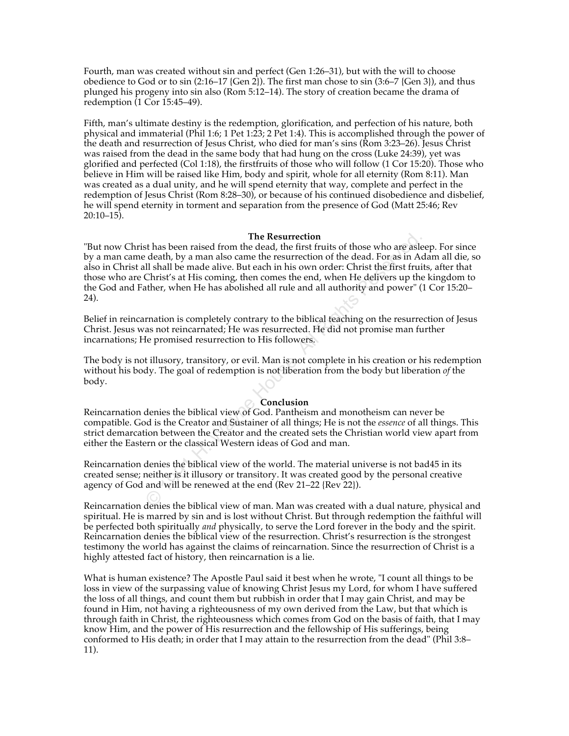Fourth, man was created without sin and perfect (Gen 1:26–31), but with the will to choose obedience to God or to sin (2:16–17 {Gen 2}). The first man chose to sin (3:6–7 {Gen 3}), and thus plunged his progeny into sin also (Rom 5:12–14). The story of creation became the drama of redemption (1 Cor 15:45–49).

Fifth, man's ultimate destiny is the redemption, glorification, and perfection of his nature, both physical and immaterial (Phil 1:6; 1 Pet 1:23; 2 Pet 1:4). This is accomplished through the power of the death and resurrection of Jesus Christ, who died for man's sins (Rom 3:23–26). Jesus Christ was raised from the dead in the same body that had hung on the cross (Luke 24:39), yet was glorified and perfected (Col 1:18), the firstfruits of those who will follow (1 Cor 15:20). Those who believe in Him will be raised like Him, body and spirit, whole for all eternity (Rom 8:11). Man was created as a dual unity, and he will spend eternity that way, complete and perfect in the redemption of Jesus Christ (Rom 8:28–30), or because of his continued disobedience and disbelief, he will spend eternity in torment and separation from the presence of God (Matt 25:46; Rev 20:10–15).

**The Resurrection**

"But now Christ has been raised from the dead, the first fruits of those who are asleep. For since by a man came death, by a man also came the resurrection of the dead. For as in Adam all die, so also in Christ all shall be made alive. But each in his own order: Christ the first fruits, after that those who are Christ's at His coming, then comes the end, when He delivers up the kingdom to the God and Father, when He has abolished all rule and all authority and power" (1 Cor 15:20–24).

Belief in reincarnation is completely contrary to the biblical teaching on the resurrection of Jesus Christ. Jesus was not reincarnated; He was resurrected. He did not promise man further incarnations; He promised resurrection to His followers.

The body is not illusory, transitory, or evil. Man is not complete in his creation or his redemption without his body. The goal of redemption is not liberation from the body but liberation *of* the body.

**Conclusion**

Reincarnation denies the biblical view of God. Pantheism and monotheism can never be compatible. God is the Creator and Sustainer of all things; He is not the *essence* of all things. This strict demarcation between the Creator and the created sets the Christian world view apart from either the Eastern or the classical Western ideas of God and man.

Reincarnation denies the biblical view of the world. The material universe is not bad45 in its created sense; neither is it illusory or transitory. It was created good by the personal creative agency of God and will be renewed at the end (Rev 21–22 {Rev 22}).

Reincarnation denies the biblical view of man. Man was created with a dual nature, physical and spiritual. He is marred by sin and is lost without Christ. But through redemption the faithful will be perfected both spiritually *and* physically, to serve the Lord forever in the body and the spirit. Reincarnation denies the biblical view of the resurrection. Christ's resurrection is the strongest testimony the world has against the claims of reincarnation. Since the resurrection of Christ is a highly attested fact of history, then reincarnation is a lie.

What is human existence? The Apostle Paul said it best when he wrote, "I count all things to be loss in view of the surpassing value of knowing Christ Jesus my Lord, for whom I have suffered the loss of all things, and count them but rubbish in order that I may gain Christ, and may be found in Him, not having a righteousness of my own derived from the Law, but that which is through faith in Christ, the righteousness which comes from God on the basis of faith, that I may know Him, and the power of His resurrection and the fellowship of His sufferings, being conformed to His death; in order that I may attain to the resurrection from the dead" (Phil 3:8–11).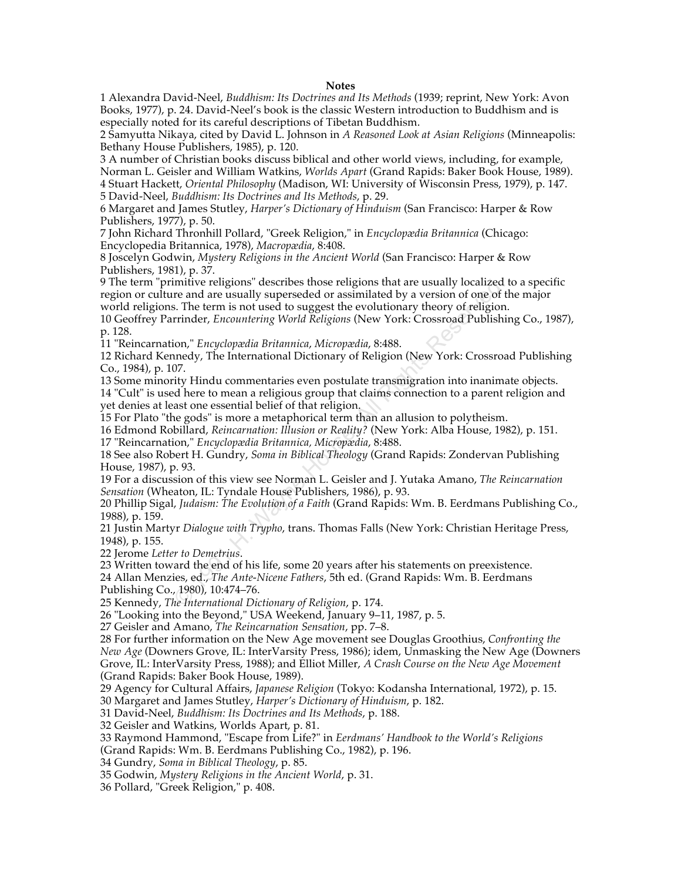**Notes**

1 Alexandra David-Neel, *Buddhism: Its Doctrines and Its Methods* (1939; reprint, New York: Avon Books, 1977), p. 24. David-Neel's book is the classic Western introduction to Buddhism and is especially noted for its careful descriptions of Tibetan Buddhism.

2 Samyutta Nikaya, cited by David L. Johnson in *A Reasoned Look at Asian Religions* (Minneapolis: Bethany House Publishers, 1985), p. 120.

3 A number of Christian books discuss biblical and other world views, including, for example, Norman L. Geisler and William Watkins, *Worlds Apart* (Grand Rapids: Baker Book House, 1989).

4 Stuart Hackett, *Oriental Philosophy* (Madison, WI: University of Wisconsin Press, 1979), p. 147.

5 David-Neel, *Buddhism: Its Doctrines and Its Methods*, p. 29.

6 Margaret and James Stutley, *Harper's Dictionary of Hinduism* (San Francisco: Harper & Row Publishers, 1977), p. 50.

7 John Richard Thronhill Pollard, "Greek Religion," in *Encyclopædia Britannica* (Chicago: Encyclopedia Britannica, 1978), *Macropædia*, 8:408.

8 Joscelyn Godwin, *Mystery Religions in the Ancient World* (San Francisco: Harper & Row Publishers, 1981), p. 37.

9 The term "primitive religions" describes those religions that are usually localized to a specific region or culture and are usually superseded or assimilated by a version of one of the major world religions. The term is not used to suggest the evolutionary theory of religion.

10 Geoffrey Parrinder, *Encountering World Religions* (New York: Crossroad Publishing Co., 1987), p. 128.

11 "Reincarnation," *Encyclopædia Britannica*, *Micropædia*, 8:488.

12 Richard Kennedy, The International Dictionary of Religion (New York: Crossroad Publishing Co., 1984), p. 107.

13 Some minority Hindu commentaries even postulate transmigration into inanimate objects.

14 "Cult" is used here to mean a religious group that claims connection to a parent religion and yet denies at least one essential belief of that religion.

15 For Plato "the gods" is more a metaphorical term than an allusion to polytheism.

16 Edmond Robillard, *Reincarnation: Illusion or Reality?* (New York: Alba House, 1982), p. 151.

17 "Reincarnation," *Encyclopædia Britannica, Micropædia*, 8:488.

18 See also Robert H. Gundry, *Soma in Biblical Theology* (Grand Rapids: Zondervan Publishing House, 1987), p. 93.

19 For a discussion of this view see Norman L. Geisler and J. Yutaka Amano, *The Reincarnation Sensation* (Wheaton, IL: Tyndale House Publishers, 1986), p. 93.

20 Phillip Sigal, *Judaism: The Evolution of a Faith* (Grand Rapids: Wm. B. Eerdmans Publishing Co., 1988), p. 159.

21 Justin Martyr *Dialogue with Trypho*, trans. Thomas Falls (New York: Christian Heritage Press, 1948), p. 155.

22 Jerome *Letter to Demetrius*.

23 Written toward the end of his life, some 20 years after his statements on preexistence.

24 Allan Menzies, ed., *The Ante-Nicene Fathers*, 5th ed. (Grand Rapids: Wm. B. Eerdmans Publishing Co., 1980), 10:474–76.

25 Kennedy, *The International Dictionary of Religion*, p. 174.

26 "Looking into the Beyond," USA Weekend, January 9–11, 1987, p. 5.

27 Geisler and Amano, *The Reincarnation Sensation*, pp. 7–8.

28 For further information on the New Age movement see Douglas Groothius, *Confronting the New Age* (Downers Grove, IL: InterVarsity Press, 1986); idem, Unmasking the New Age (Downers Grove, IL: InterVarsity Press, 1988); and Elliot Miller, *A Crash Course on the New Age Movement* (Grand Rapids: Baker Book House, 1989).

29 Agency for Cultural Affairs, *Japanese Religion* (Tokyo: Kodansha International, 1972), p. 15.

30 Margaret and James Stutley, *Harper's Dictionary of Hinduism*, p. 182.

31 David-Neel, *Buddhism: Its Doctrines and Its Methods*, p. 188.

32 Geisler and Watkins, Worlds Apart, p. 81.

33 Raymond Hammond, "Escape from Life?" in *Eerdmans' Handbook to the World's Religions* (Grand Rapids: Wm. B. Eerdmans Publishing Co., 1982), p. 196.

34 Gundry, *Soma in Biblical Theology*, p. 85.

35 Godwin, *Mystery Religions in the Ancient World*, p. 31.

36 Pollard, "Greek Religion," p. 408.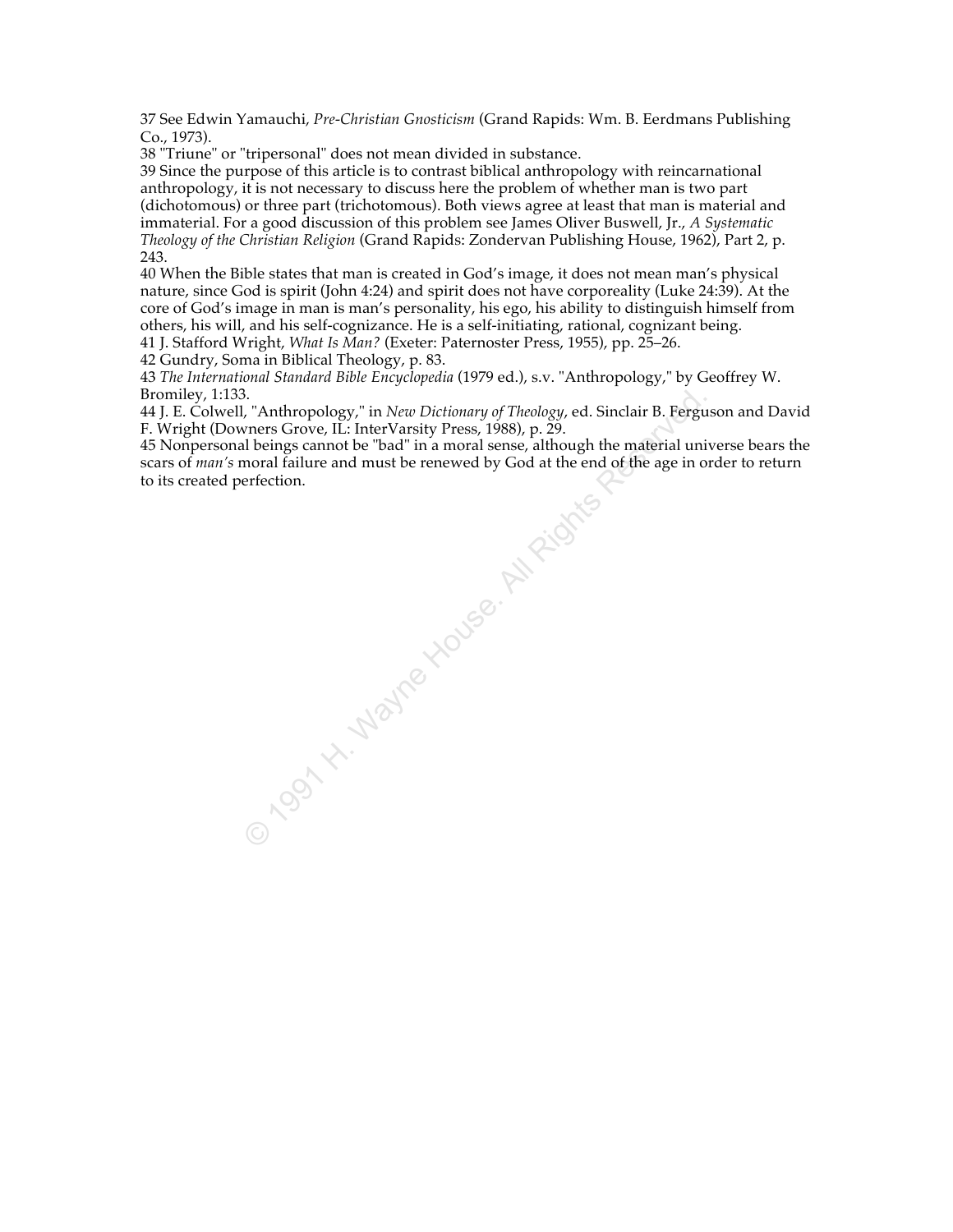37 See Edwin Yamauchi, *Pre-Christian Gnosticism* (Grand Rapids: Wm. B. Eerdmans Publishing Co., 1973).

38 "Triune" or "tripersonal" does not mean divided in substance.

39 Since the purpose of this article is to contrast biblical anthropology with reincarnational anthropology, it is not necessary to discuss here the problem of whether man is two part (dichotomous) or three part (trichotomous). Both views agree at least that man is material and immaterial. For a good discussion of this problem see James Oliver Buswell, Jr., *A Systematic Theology of the Christian Religion* (Grand Rapids: Zondervan Publishing House, 1962), Part 2, p. 243.

40 When the Bible states that man is created in God's image, it does not mean man's physical nature, since God is spirit (John 4:24) and spirit does not have corporeality (Luke 24:39). At the core of God's image in man is man's personality, his ego, his ability to distinguish himself from others, his will, and his self-cognizance. He is a self-initiating, rational, cognizant being.

41 J. Stafford Wright, *What Is Man?* (Exeter: Paternoster Press, 1955), pp. 25–26.

42 Gundry, Soma in Biblical Theology, p. 83.

43 *The International Standard Bible Encyclopedia* (1979 ed.), s.v. "Anthropology," by Geoffrey W. Bromiley, 1:133.

44 J. E. Colwell, "Anthropology," in *New Dictionary of Theology*, ed. Sinclair B. Ferguson and David F. Wright (Downers Grove, IL: InterVarsity Press, 1988), p. 29.

45 Nonpersonal beings cannot be "bad" in a moral sense, although the material universe bears the scars of *man's* moral failure and must be renewed by God at the end of the age in order to return to its created perfection.

© 1991 H. Wayne House. All Rights Reserved.